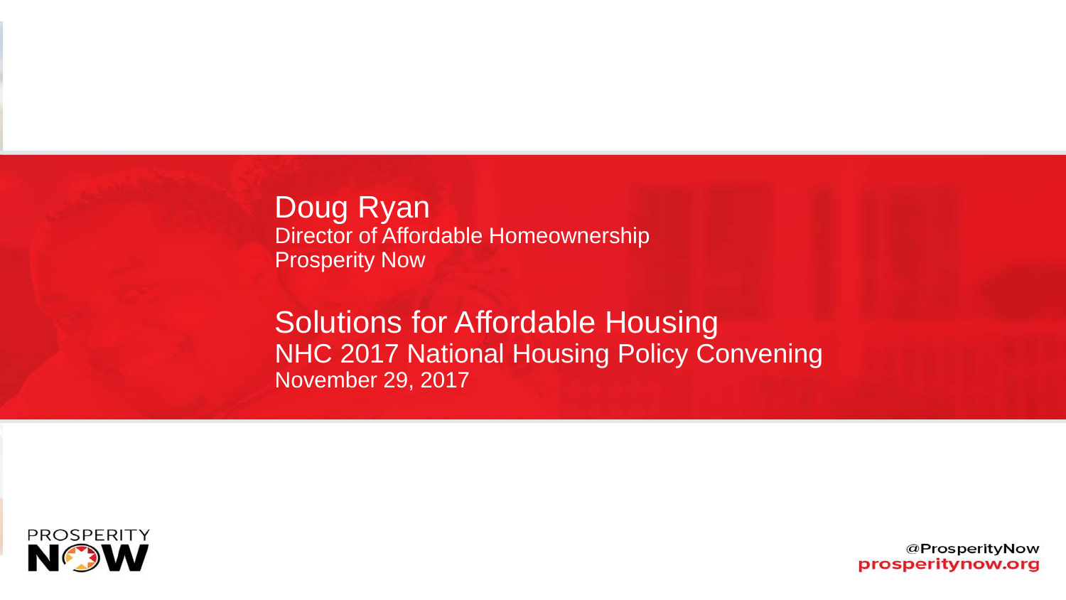Doug Ryan
Director of Affordable Homeownership
Prosperity Now

# Solutions for Affordable Housing

NHC 2017 National Housing Policy Convening
November 29, 2017

PROSPERITY NOW

@ProsperityNow
prosperitynow.org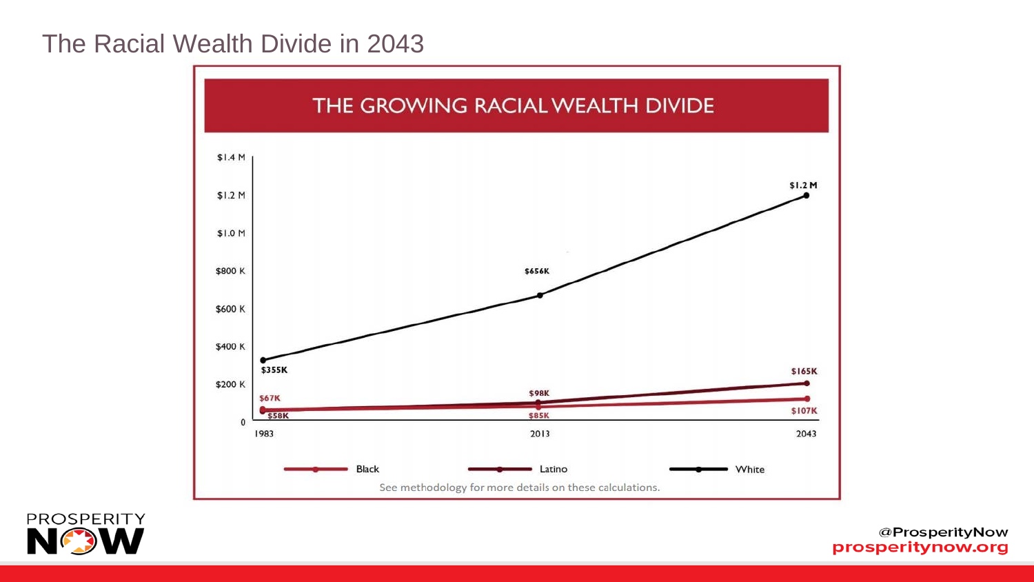# The Racial Wealth Divide in 2043

## THE GROWING RACIAL WEALTH DIVIDE

| Year | Black | Latino | White |
|---|---|---|---|
| 1983 | $67K | $58K | $355K |
| 2013 | $85K | $98K | $656K |
| 2043 | $107K | $165K | $1.2 M |

See methodology for more details on these calculations.

@ProsperityNow
prosperitynow.org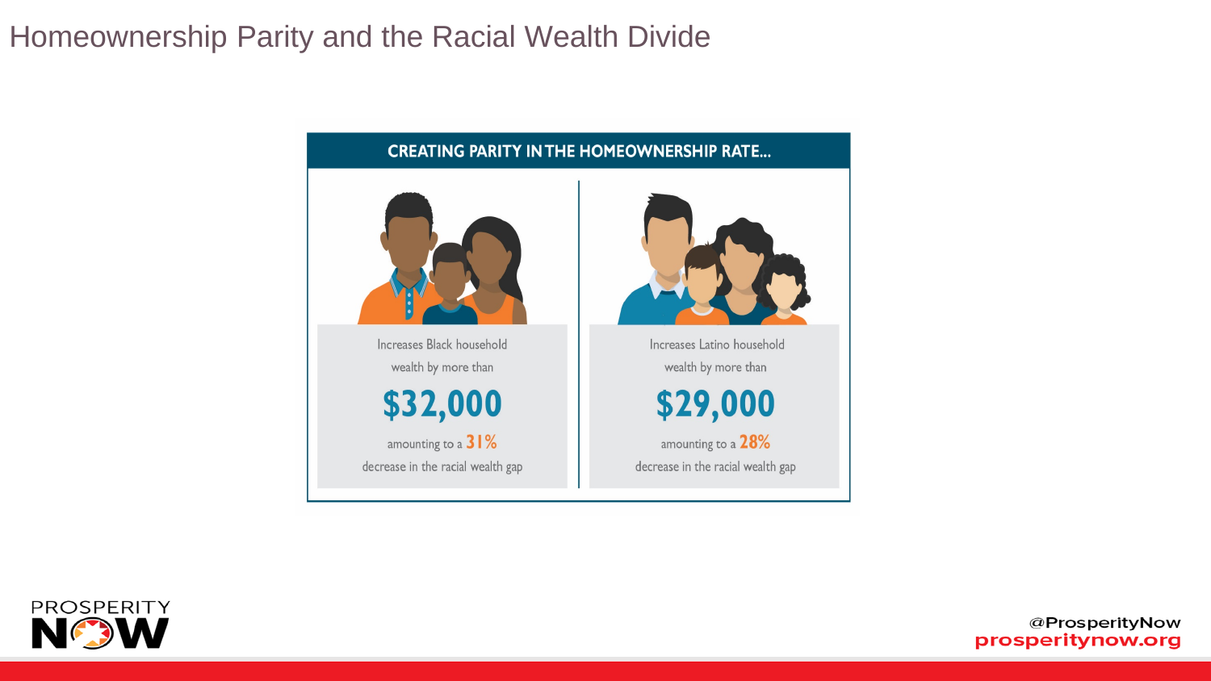# Homeownership Parity and the Racial Wealth Divide

**CREATING PARITY IN THE HOMEOWNERSHIP RATE...**

Increases Black household wealth by more than

**$32,000**

amounting to a **31%** decrease in the racial wealth gap

Increases Latino household wealth by more than

**$29,000**

amounting to a **28%** decrease in the racial wealth gap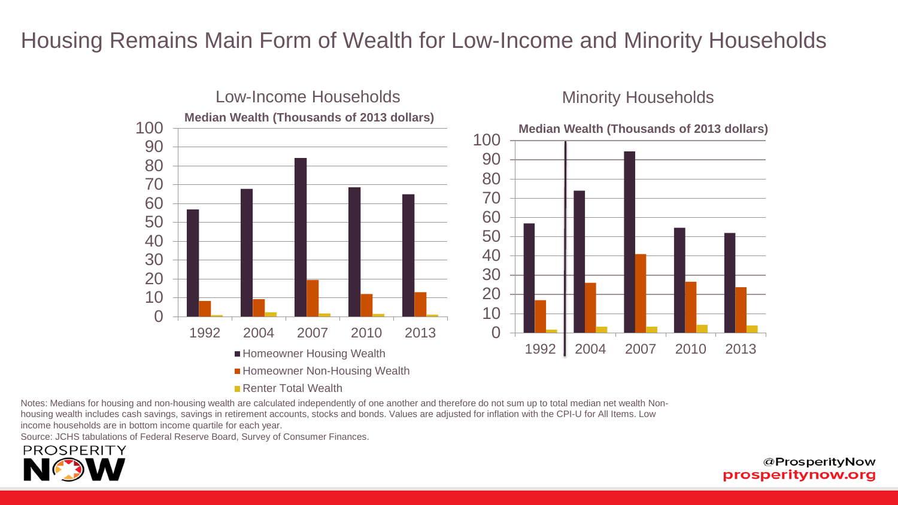# Housing Remains Main Form of Wealth for Low-Income and Minority Households

## Low-Income Households

**Median Wealth (Thousands of 2013 dollars)**

## Minority Households

**Median Wealth (Thousands of 2013 dollars)**

- Homeowner Housing Wealth
- Homeowner Non-Housing Wealth
- Renter Total Wealth

Notes: Medians for housing and non-housing wealth are calculated independently of one another and therefore do not sum up to total median net wealth Non-housing wealth includes cash savings, savings in retirement accounts, stocks and bonds. Values are adjusted for inflation with the CPI-U for All Items. Low income households are in bottom income quartile for each year.

Source: JCHS tabulations of Federal Reserve Board, Survey of Consumer Finances.

@ProsperityNow
prosperitynow.org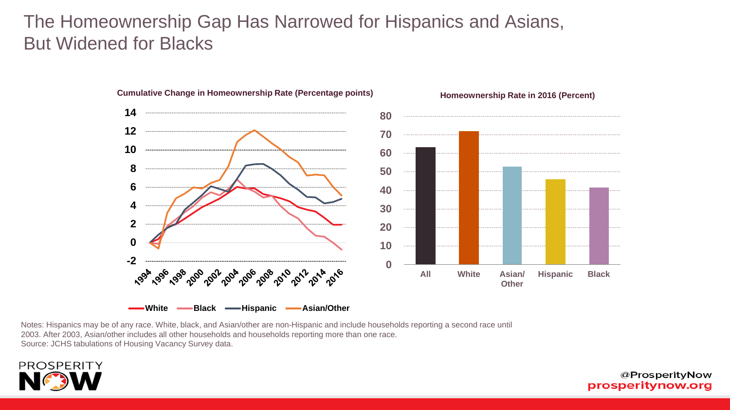# The Homeownership Gap Has Narrowed for Hispanics and Asians, But Widened for Blacks

**Cumulative Change in Homeownership Rate (Percentage points)**

**Homeownership Rate in 2016 (Percent)**

Notes: Hispanics may be of any race. White, black, and Asian/other are non-Hispanic and include households reporting a second race until 2003. After 2003, Asian/other includes all other households and households reporting more than one race.
Source: JCHS tabulations of Housing Vacancy Survey data.

@ProsperityNow
prosperitynow.org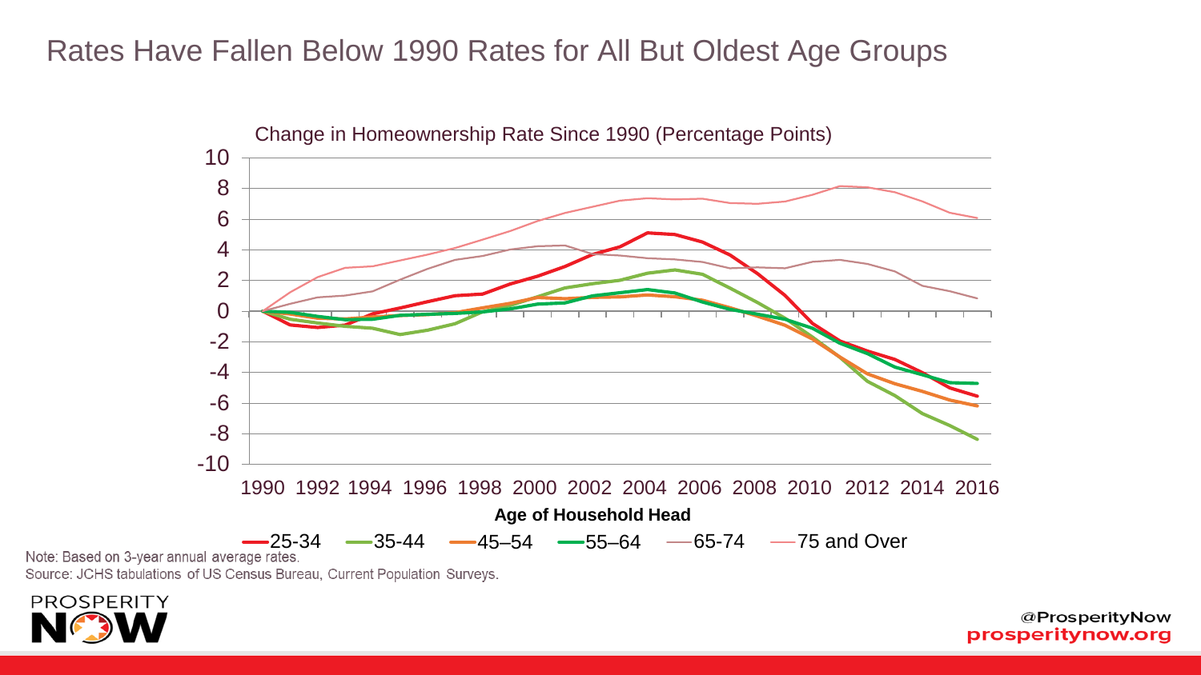# Rates Have Fallen Below 1990 Rates for All But Oldest Age Groups

Change in Homeownership Rate Since 1990 (Percentage Points)

Age of Household Head

25-34 | 35-44 | 45–54 | 55–64 | 65-74 | 75 and Over

Note: Based on 3-year annual average rates.

Source: JCHS tabulations of US Census Bureau, Current Population Surveys.

PROSPERITY NOW

@ProsperityNow
prosperitynow.org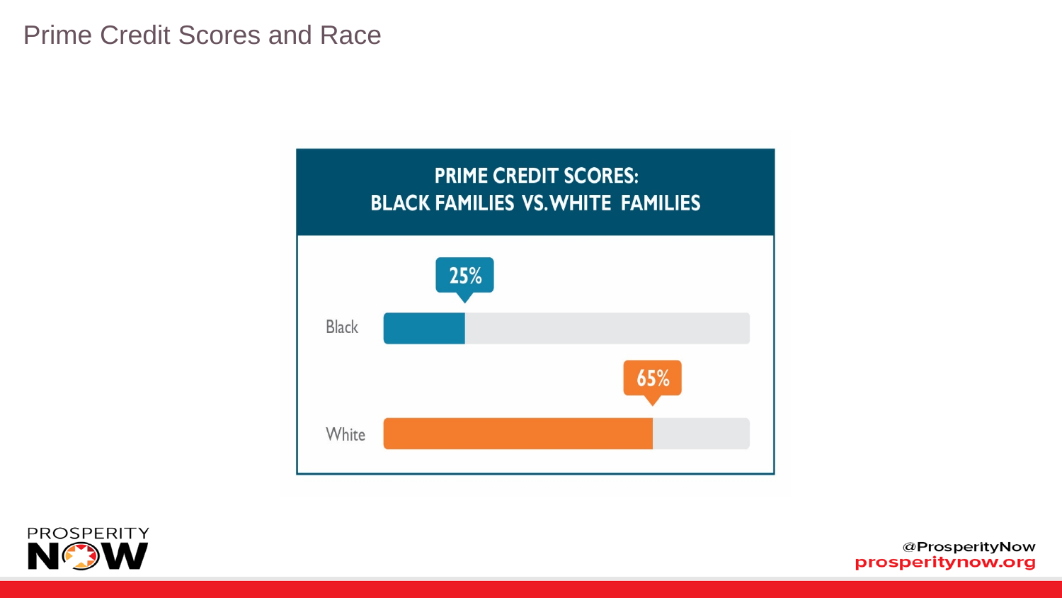# Prime Credit Scores and Race

**PRIME CREDIT SCORES:**
**BLACK FAMILIES VS. WHITE FAMILIES**

| | |
|---|---|
| Black | 25% |
| White | 65% |

PROSPERITY NOW

@ProsperityNow
prosperitynow.org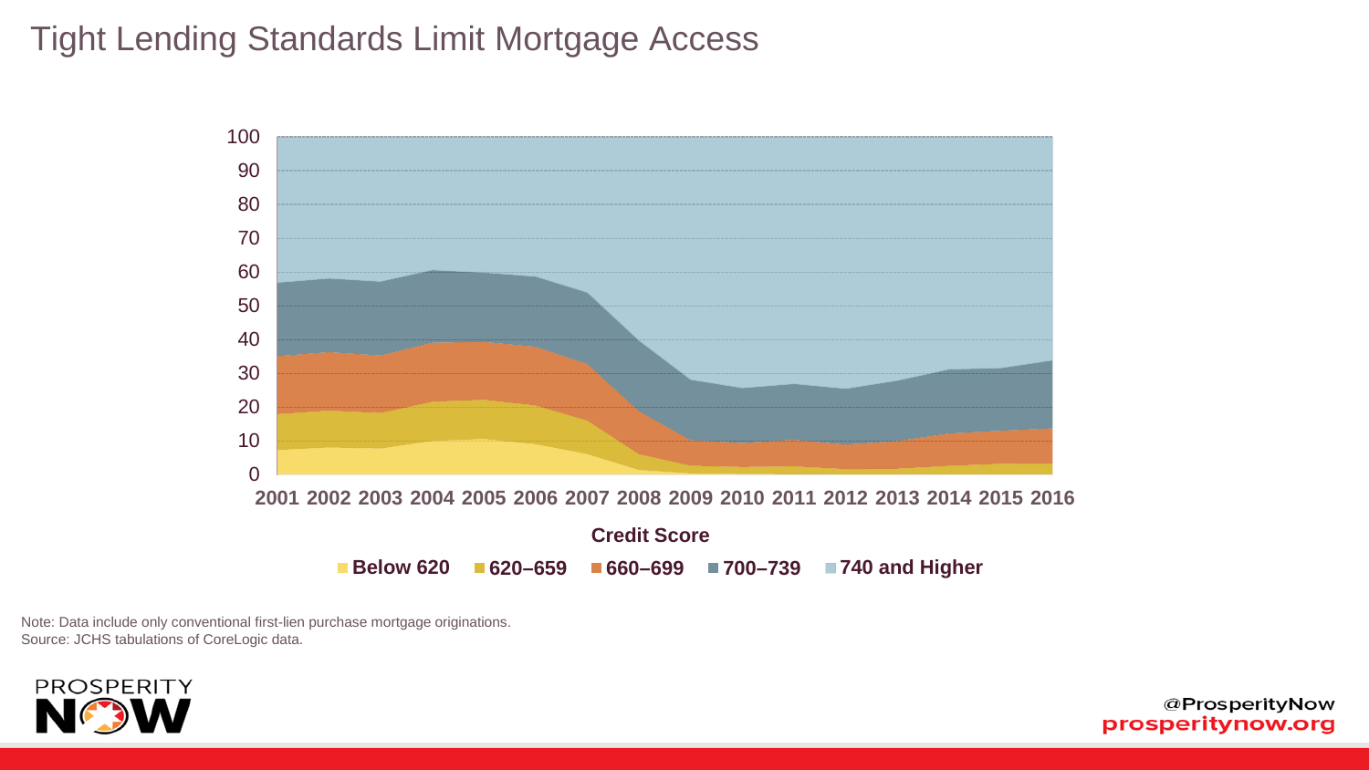# Tight Lending Standards Limit Mortgage Access

100
90
80
70
60
50
40
30
20
10
0

2001 2002 2003 2004 2005 2006 2007 2008 2009 2010 2011 2012 2013 2014 2015 2016

**Credit Score**

**Below 620** **620–659** **660–699** **700–739** **740 and Higher**

Note: Data include only conventional first-lien purchase mortgage originations.
Source: JCHS tabulations of CoreLogic data.

PROSPERITY NOW

@ProsperityNow
prosperitynow.org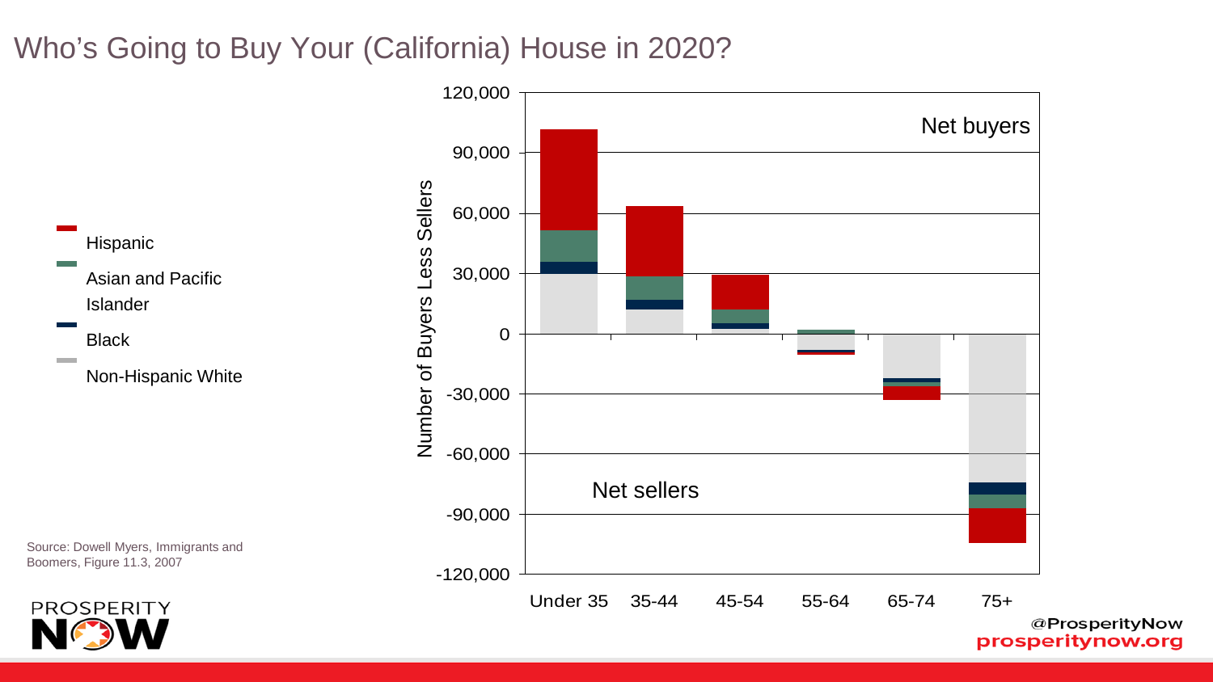# Who's Going to Buy Your (California) House in 2020?

Source: Dowell Myers, Immigrants and Boomers, Figure 11.3, 2007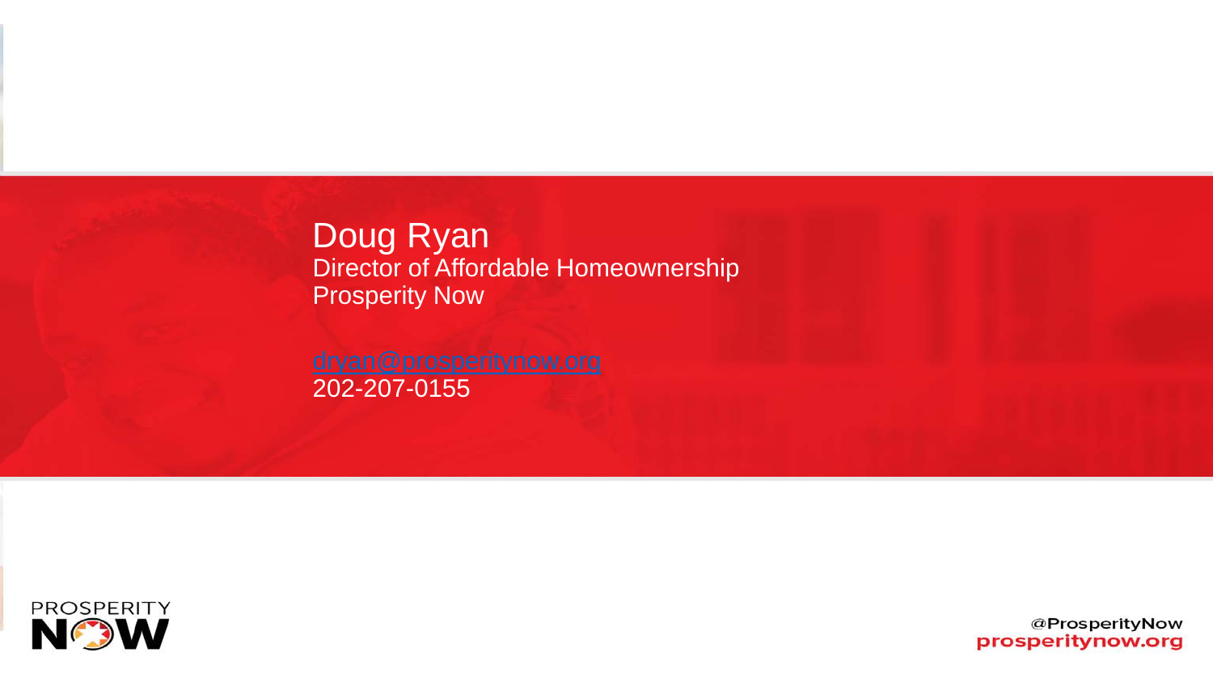Doug Ryan
Director of Affordable Homeownership
Prosperity Now

dryan@prosperitynow.org
202-207-0155

@ProsperityNow
prosperitynow.org